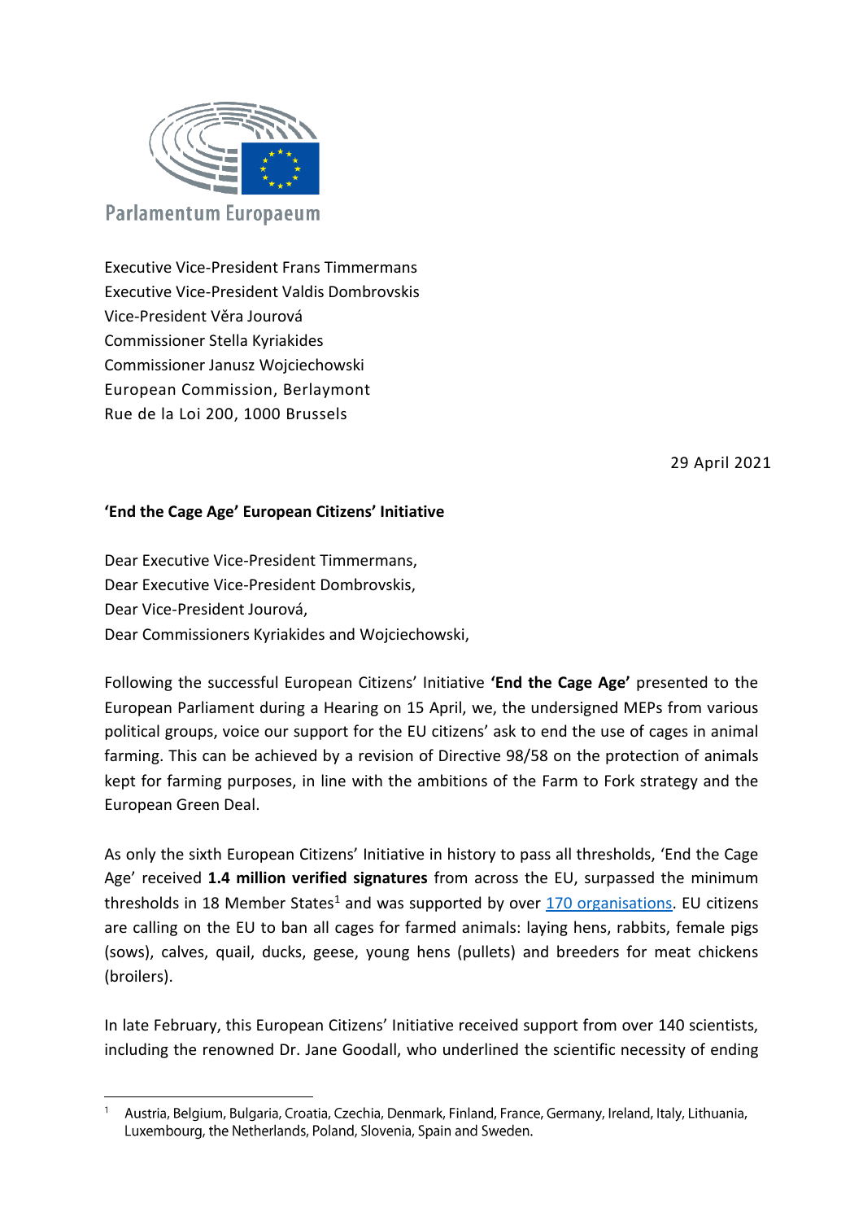Parlamentum Europaeum

Executive Vice-President Frans Timmermans
Executive Vice-President Valdis Dombrovskis
Vice-President Věra Jourová
Commissioner Stella Kyriakides
Commissioner Janusz Wojciechowski
European Commission, Berlaymont
Rue de la Loi 200, 1000 Brussels

29 April 2021

**'End the Cage Age' European Citizens' Initiative**

Dear Executive Vice-President Timmermans,
Dear Executive Vice-President Dombrovskis,
Dear Vice-President Jourová,
Dear Commissioners Kyriakides and Wojciechowski,

Following the successful European Citizens' Initiative **'End the Cage Age'** presented to the European Parliament during a Hearing on 15 April, we, the undersigned MEPs from various political groups, voice our support for the EU citizens' ask to end the use of cages in animal farming. This can be achieved by a revision of Directive 98/58 on the protection of animals kept for farming purposes, in line with the ambitions of the Farm to Fork strategy and the European Green Deal.

As only the sixth European Citizens' Initiative in history to pass all thresholds, 'End the Cage Age' received **1.4 million verified signatures** from across the EU, surpassed the minimum thresholds in 18 Member States[1] and was supported by over [170 organisations](). EU citizens are calling on the EU to ban all cages for farmed animals: laying hens, rabbits, female pigs (sows), calves, quail, ducks, geese, young hens (pullets) and breeders for meat chickens (broilers).

In late February, this European Citizens' Initiative received support from over 140 scientists, including the renowned Dr. Jane Goodall, who underlined the scientific necessity of ending

[1] Austria, Belgium, Bulgaria, Croatia, Czechia, Denmark, Finland, France, Germany, Ireland, Italy, Lithuania, Luxembourg, the Netherlands, Poland, Slovenia, Spain and Sweden.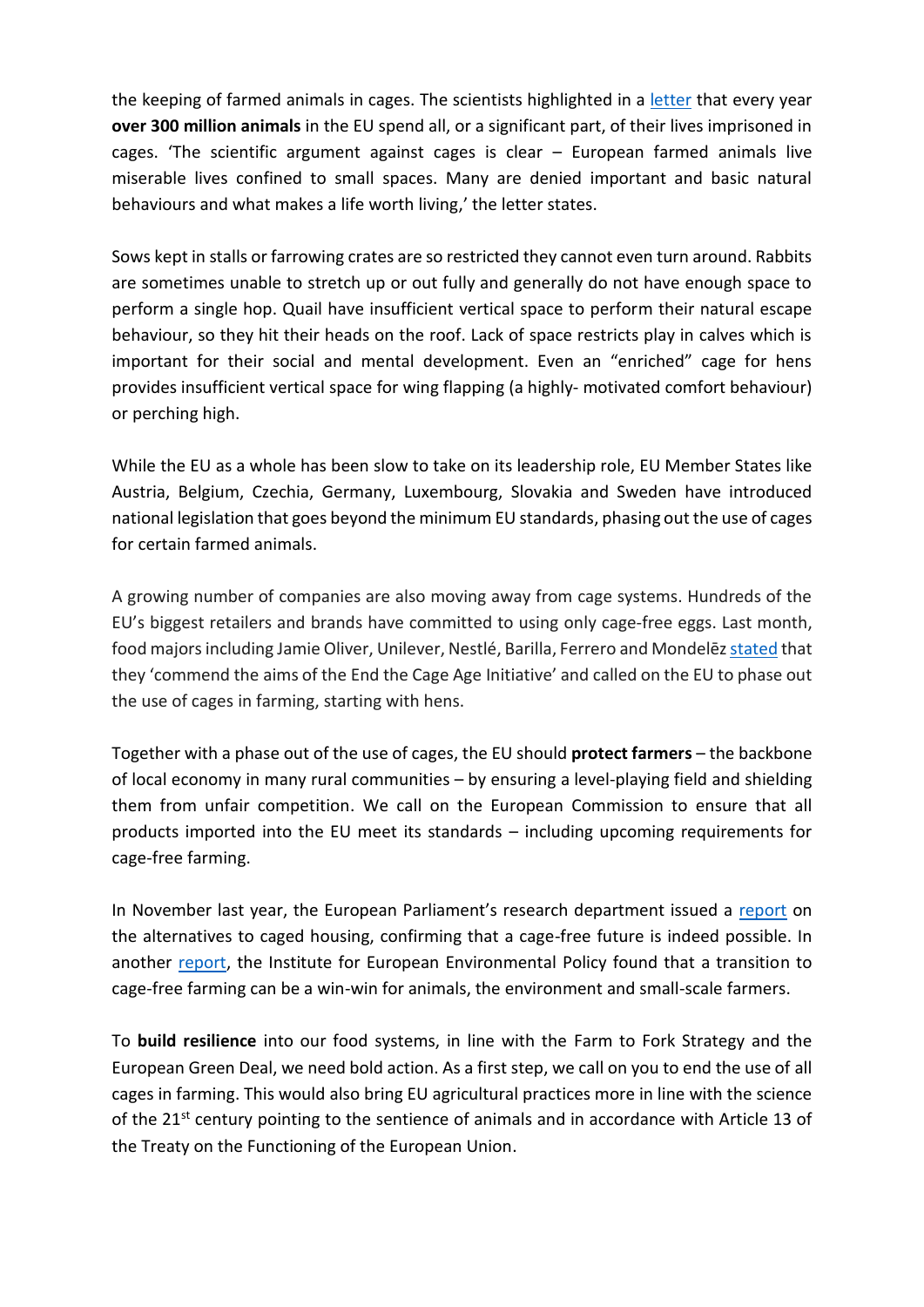the keeping of farmed animals in cages. The scientists highlighted in a letter that every year **over 300 million animals** in the EU spend all, or a significant part, of their lives imprisoned in cages. 'The scientific argument against cages is clear – European farmed animals live miserable lives confined to small spaces. Many are denied important and basic natural behaviours and what makes a life worth living,' the letter states.

Sows kept in stalls or farrowing crates are so restricted they cannot even turn around. Rabbits are sometimes unable to stretch up or out fully and generally do not have enough space to perform a single hop. Quail have insufficient vertical space to perform their natural escape behaviour, so they hit their heads on the roof. Lack of space restricts play in calves which is important for their social and mental development. Even an "enriched" cage for hens provides insufficient vertical space for wing flapping (a highly- motivated comfort behaviour) or perching high.

While the EU as a whole has been slow to take on its leadership role, EU Member States like Austria, Belgium, Czechia, Germany, Luxembourg, Slovakia and Sweden have introduced national legislation that goes beyond the minimum EU standards, phasing out the use of cages for certain farmed animals.

A growing number of companies are also moving away from cage systems. Hundreds of the EU's biggest retailers and brands have committed to using only cage-free eggs. Last month, food majors including Jamie Oliver, Unilever, Nestlé, Barilla, Ferrero and Mondelēz stated that they 'commend the aims of the End the Cage Age Initiative' and called on the EU to phase out the use of cages in farming, starting with hens.

Together with a phase out of the use of cages, the EU should **protect farmers** – the backbone of local economy in many rural communities – by ensuring a level-playing field and shielding them from unfair competition. We call on the European Commission to ensure that all products imported into the EU meet its standards – including upcoming requirements for cage-free farming.

In November last year, the European Parliament's research department issued a report on the alternatives to caged housing, confirming that a cage-free future is indeed possible. In another report, the Institute for European Environmental Policy found that a transition to cage-free farming can be a win-win for animals, the environment and small-scale farmers.

To **build resilience** into our food systems, in line with the Farm to Fork Strategy and the European Green Deal, we need bold action. As a first step, we call on you to end the use of all cages in farming. This would also bring EU agricultural practices more in line with the science of the 21st century pointing to the sentience of animals and in accordance with Article 13 of the Treaty on the Functioning of the European Union.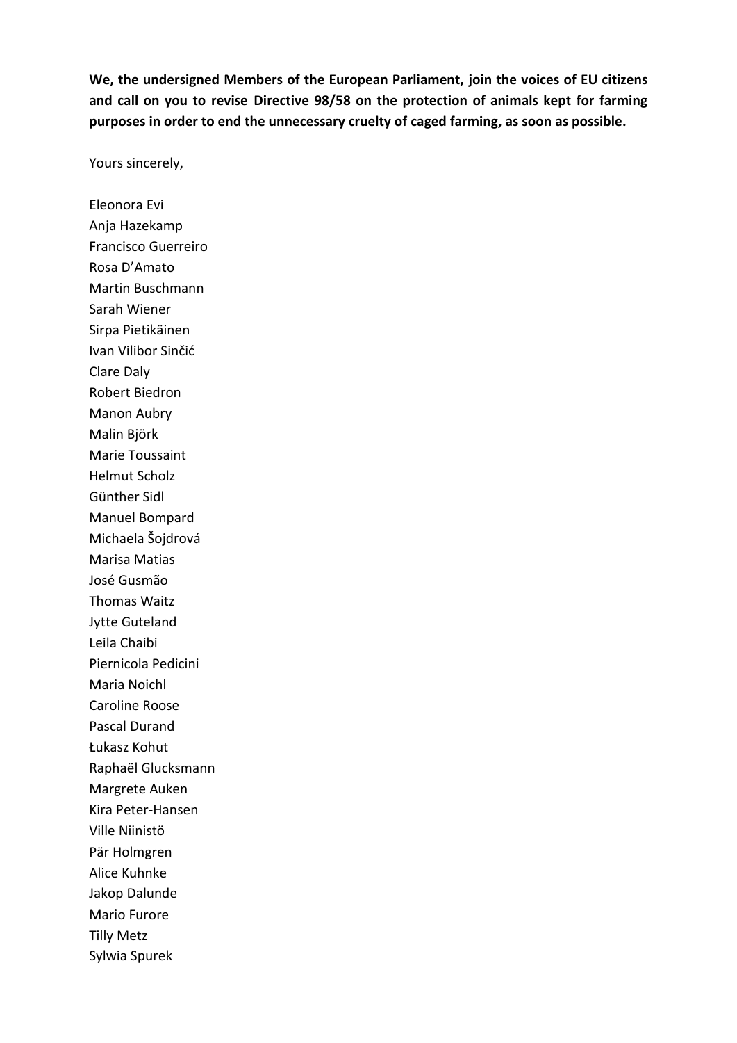**We, the undersigned Members of the European Parliament, join the voices of EU citizens and call on you to revise Directive 98/58 on the protection of animals kept for farming purposes in order to end the unnecessary cruelty of caged farming, as soon as possible.**

Yours sincerely,

Eleonora Evi
Anja Hazekamp
Francisco Guerreiro
Rosa D'Amato
Martin Buschmann
Sarah Wiener
Sirpa Pietikäinen
Ivan Vilibor Sinčić
Clare Daly
Robert Biedron
Manon Aubry
Malin Björk
Marie Toussaint
Helmut Scholz
Günther Sidl
Manuel Bompard
Michaela Šojdrová
Marisa Matias
José Gusmão
Thomas Waitz
Jytte Guteland
Leila Chaibi
Piernicola Pedicini
Maria Noichl
Caroline Roose
Pascal Durand
Łukasz Kohut
Raphaël Glucksmann
Margrete Auken
Kira Peter-Hansen
Ville Niinistö
Pär Holmgren
Alice Kuhnke
Jakop Dalunde
Mario Furore
Tilly Metz
Sylwia Spurek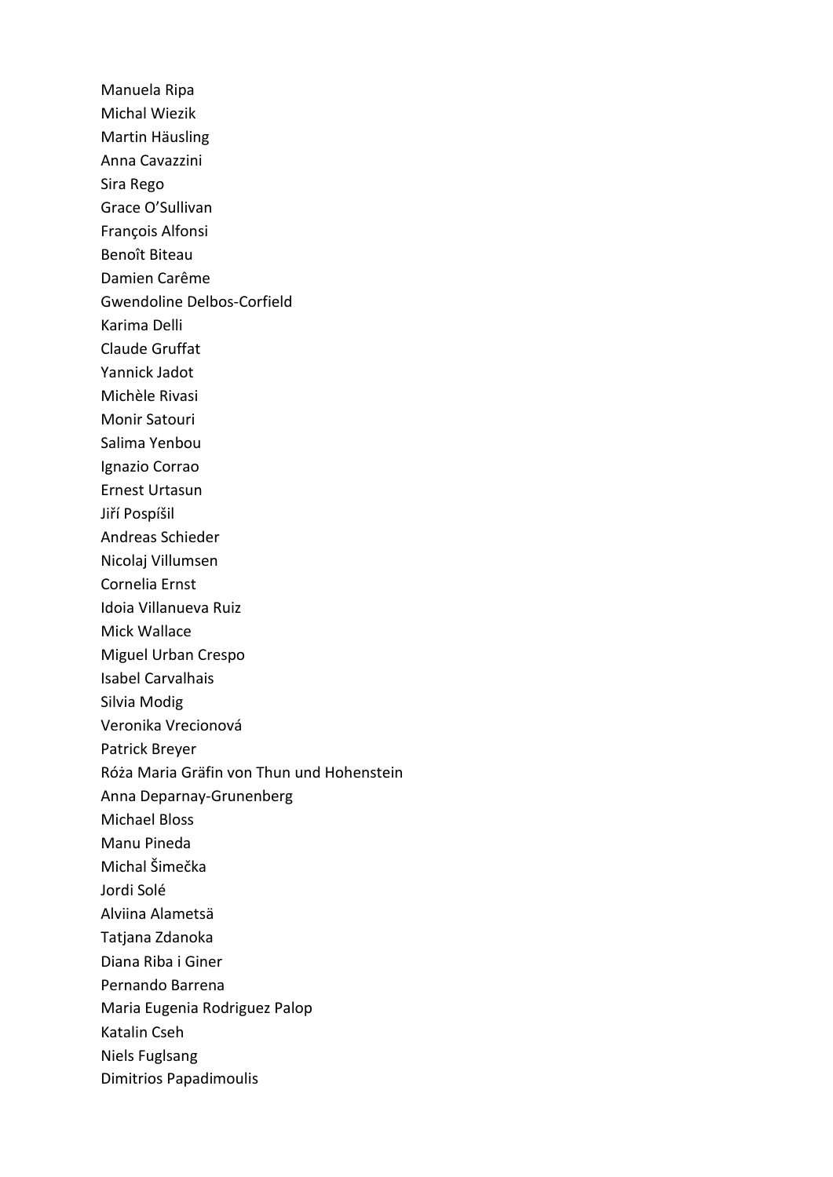Manuela Ripa
Michal Wiezik
Martin Häusling
Anna Cavazzini
Sira Rego
Grace O'Sullivan
François Alfonsi
Benoît Biteau
Damien Carême
Gwendoline Delbos-Corfield
Karima Delli
Claude Gruffat
Yannick Jadot
Michèle Rivasi
Monir Satouri
Salima Yenbou
Ignazio Corrao
Ernest Urtasun
Jiří Pospíšil
Andreas Schieder
Nicolaj Villumsen
Cornelia Ernst
Idoia Villanueva Ruiz
Mick Wallace
Miguel Urban Crespo
Isabel Carvalhais
Silvia Modig
Veronika Vrecionová
Patrick Breyer
Róża Maria Gräfin von Thun und Hohenstein
Anna Deparnay-Grunenberg
Michael Bloss
Manu Pineda
Michal Šimečka
Jordi Solé
Alviina Alametsä
Tatjana Zdanoka
Diana Riba i Giner
Pernando Barrena
Maria Eugenia Rodriguez Palop
Katalin Cseh
Niels Fuglsang
Dimitrios Papadimoulis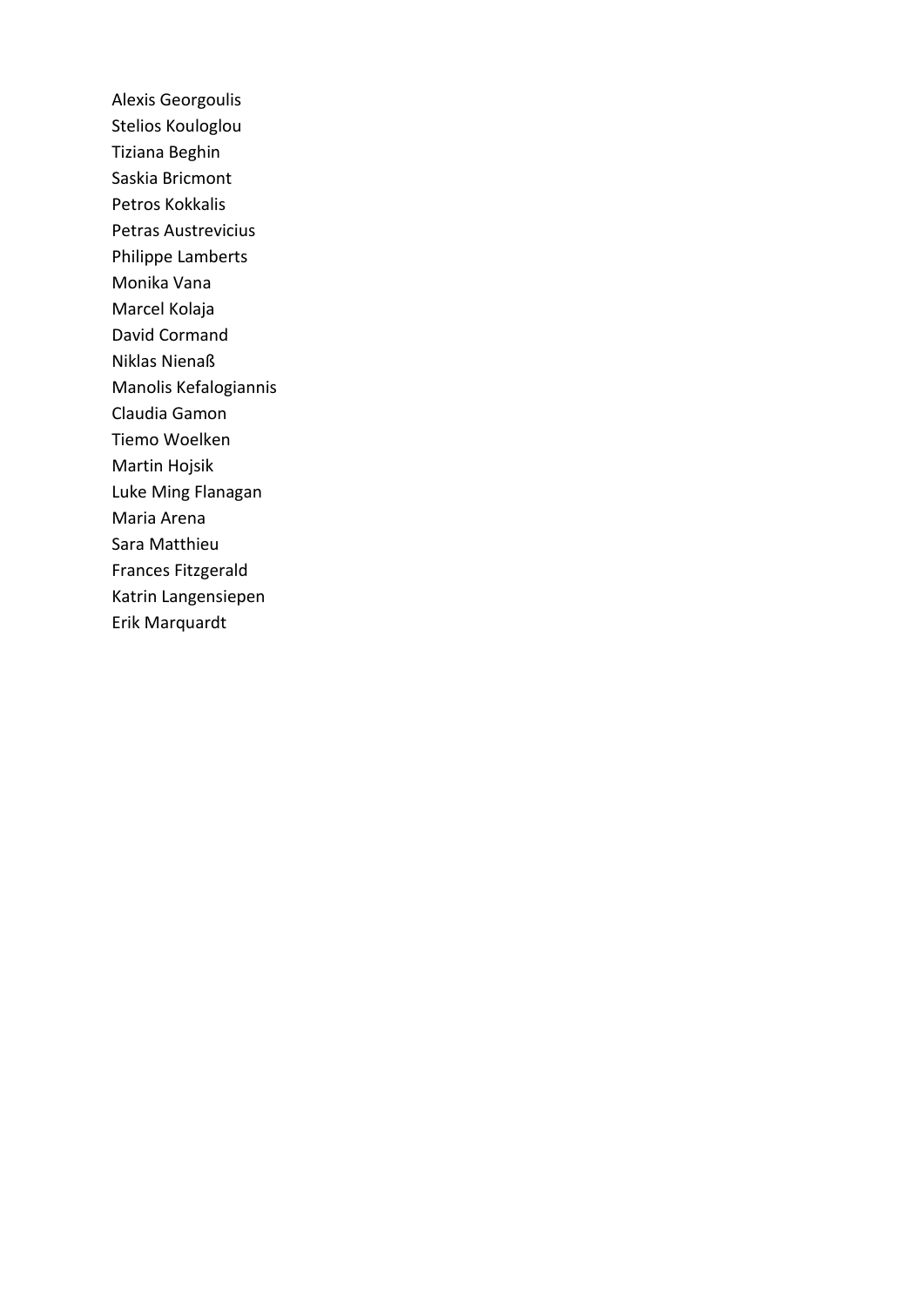Alexis Georgoulis
Stelios Kouloglou
Tiziana Beghin
Saskia Bricmont
Petros Kokkalis
Petras Austrevicius
Philippe Lamberts
Monika Vana
Marcel Kolaja
David Cormand
Niklas Nienaß
Manolis Kefalogiannis
Claudia Gamon
Tiemo Woelken
Martin Hojsik
Luke Ming Flanagan
Maria Arena
Sara Matthieu
Frances Fitzgerald
Katrin Langensiepen
Erik Marquardt